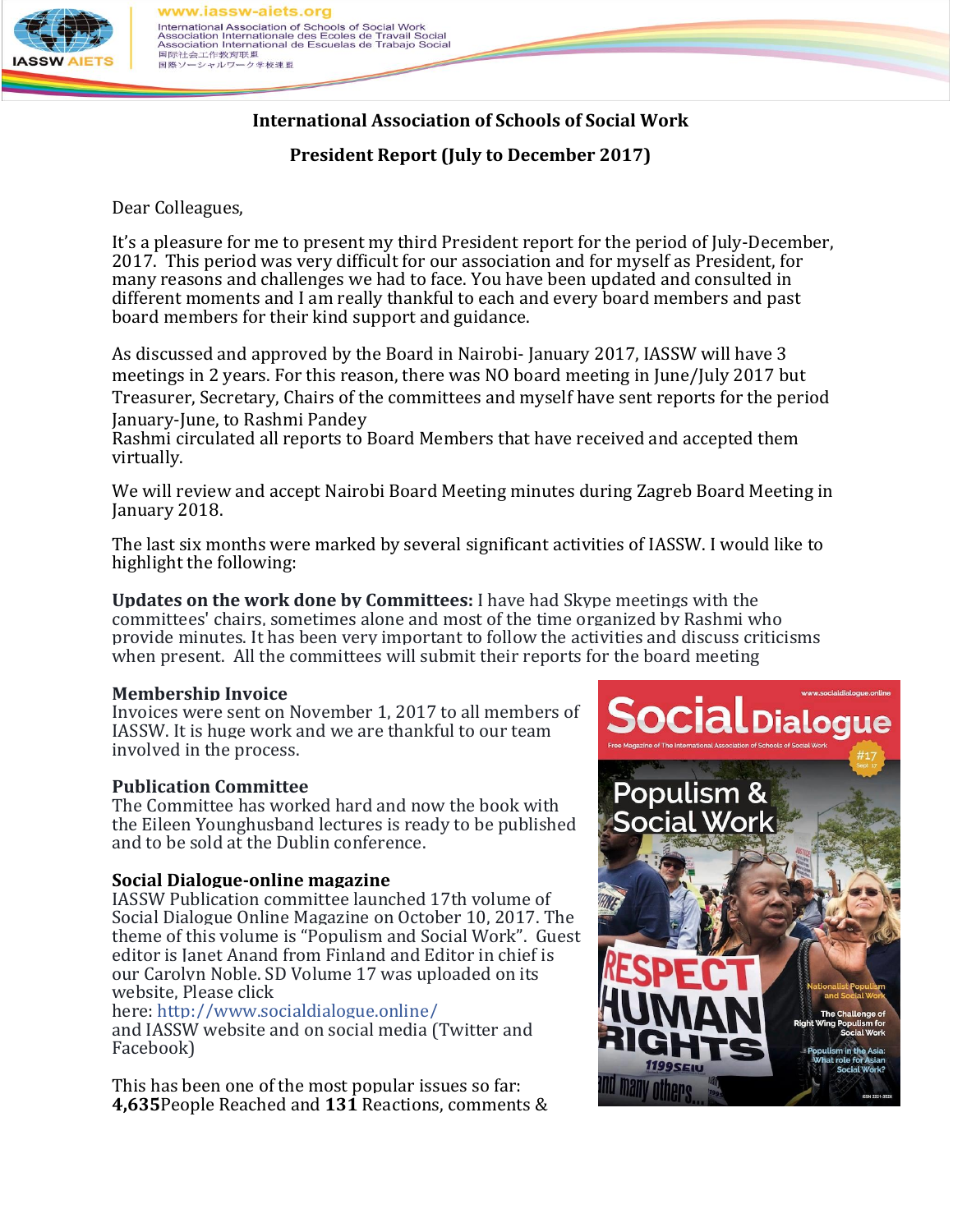# International Association of Schools of Social Work

## President Report (July to December 2017)

Dear Colleagues,

It's a pleasure for me to present my third President report for the period of July-December, 2017. This period was very difficult for our association and for myself as President, for many reasons and challenges we had to face. You have been updated and consulted in different moments and I am really thankful to each and every board members and past board members for their kind support and guidance.

As discussed and approved by the Board in Nairobi- January 2017, IASSW will have 3 meetings in 2 years. For this reason, there was NO board meeting in June/July 2017 but Treasurer, Secretary, Chairs of the committees and myself have sent reports for the period January-June, to Rashmi Pandey
Rashmi circulated all reports to Board Members that have received and accepted them virtually.

We will review and accept Nairobi Board Meeting minutes during Zagreb Board Meeting in January 2018.

The last six months were marked by several significant activities of IASSW. I would like to highlight the following:

**Updates on the work done by Committees:** I have had Skype meetings with the committees' chairs, sometimes alone and most of the time organized by Rashmi who provide minutes. It has been very important to follow the activities and discuss criticisms when present. All the committees will submit their reports for the board meeting

**Membership Invoice**
Invoices were sent on November 1, 2017 to all members of IASSW. It is huge work and we are thankful to our team involved in the process.

**Publication Committee**
The Committee has worked hard and now the book with the Eileen Younghusband lectures is ready to be published and to be sold at the Dublin conference.

**Social Dialogue-online magazine**
IASSW Publication committee launched 17th volume of Social Dialogue Online Magazine on October 10, 2017. The theme of this volume is "Populism and Social Work". Guest editor is Janet Anand from Finland and Editor in chief is our Carolyn Noble. SD Volume 17 was uploaded on its website, Please click here: http://www.socialdialogue.online/
and IASSW website and on social media (Twitter and Facebook)

This has been one of the most popular issues so far: **4,635**People Reached and **131** Reactions, comments &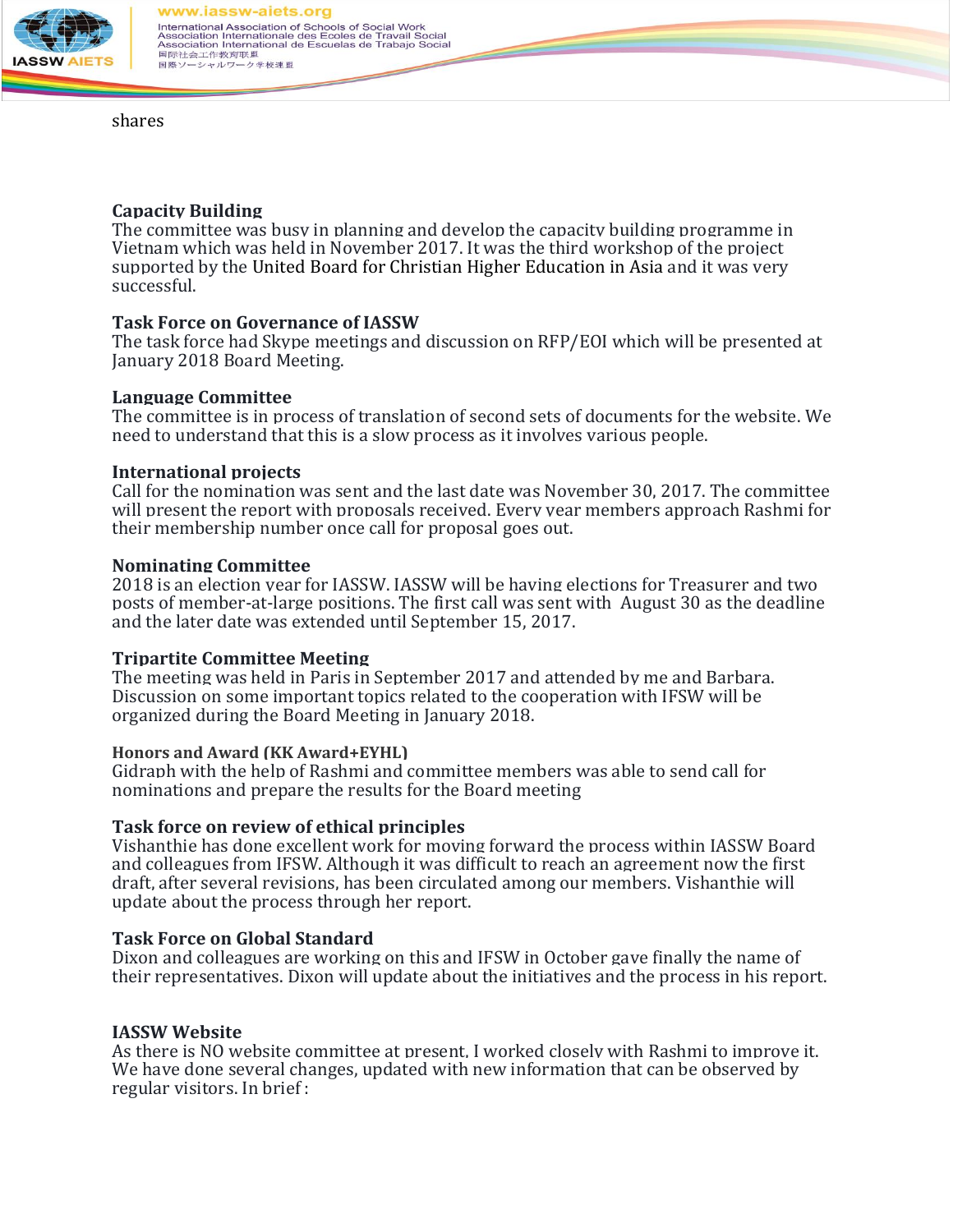shares

**Capacity Building**
The committee was busy in planning and develop the capacity building programme in Vietnam which was held in November 2017. It was the third workshop of the project supported by the United Board for Christian Higher Education in Asia and it was very successful.

**Task Force on Governance of IASSW**
The task force had Skype meetings and discussion on RFP/EOI which will be presented at January 2018 Board Meeting.

**Language Committee**
The committee is in process of translation of second sets of documents for the website. We need to understand that this is a slow process as it involves various people.

**International projects**
Call for the nomination was sent and the last date was November 30, 2017. The committee will present the report with proposals received. Every year members approach Rashmi for their membership number once call for proposal goes out.

**Nominating Committee**
2018 is an election year for IASSW. IASSW will be having elections for Treasurer and two posts of member-at-large positions. The first call was sent with August 30 as the deadline and the later date was extended until September 15, 2017.

**Tripartite Committee Meeting**
The meeting was held in Paris in September 2017 and attended by me and Barbara. Discussion on some important topics related to the cooperation with IFSW will be organized during the Board Meeting in January 2018.

**Honors and Award (KK Award+EYHL)**
Gidraph with the help of Rashmi and committee members was able to send call for nominations and prepare the results for the Board meeting

**Task force on review of ethical principles**
Vishanthie has done excellent work for moving forward the process within IASSW Board and colleagues from IFSW. Although it was difficult to reach an agreement now the first draft, after several revisions, has been circulated among our members. Vishanthie will update about the process through her report.

**Task Force on Global Standard**
Dixon and colleagues are working on this and IFSW in October gave finally the name of their representatives. Dixon will update about the initiatives and the process in his report.

**IASSW Website**
As there is NO website committee at present, I worked closely with Rashmi to improve it. We have done several changes, updated with new information that can be observed by regular visitors. In brief :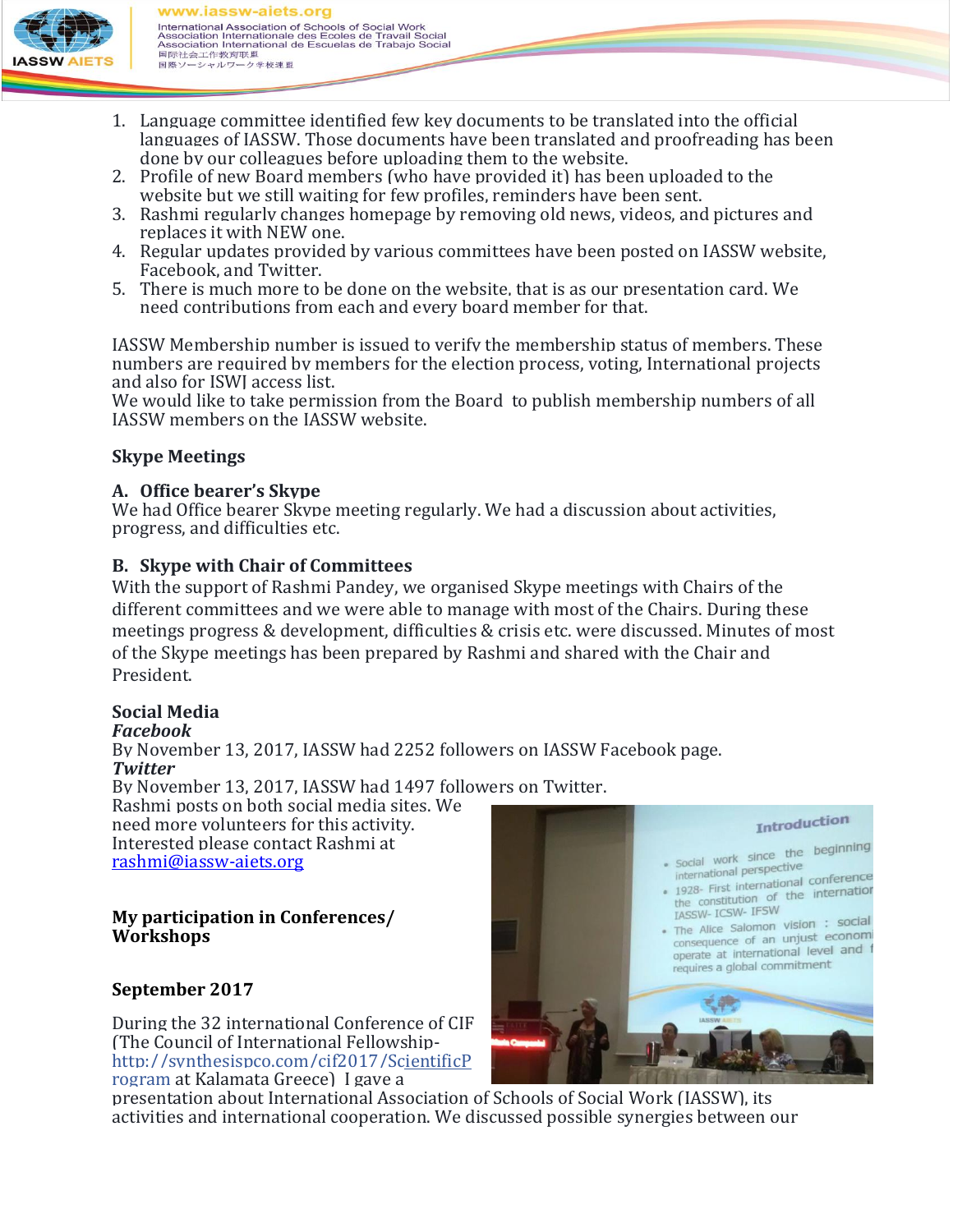1. Language committee identified few key documents to be translated into the official languages of IASSW. Those documents have been translated and proofreading has been done by our colleagues before uploading them to the website.
2. Profile of new Board members (who have provided it) has been uploaded to the website but we still waiting for few profiles, reminders have been sent.
3. Rashmi regularly changes homepage by removing old news, videos, and pictures and replaces it with NEW one.
4. Regular updates provided by various committees have been posted on IASSW website, Facebook, and Twitter.
5. There is much more to be done on the website, that is as our presentation card. We need contributions from each and every board member for that.

IASSW Membership number is issued to verify the membership status of members. These numbers are required by members for the election process, voting, International projects and also for ISWJ access list.
We would like to take permission from the Board to publish membership numbers of all IASSW members on the IASSW website.

**Skype Meetings**

**A. Office bearer's Skype**
We had Office bearer Skype meeting regularly. We had a discussion about activities, progress, and difficulties etc.

**B. Skype with Chair of Committees**
With the support of Rashmi Pandey, we organised Skype meetings with Chairs of the different committees and we were able to manage with most of the Chairs. During these meetings progress & development, difficulties & crisis etc. were discussed. Minutes of most of the Skype meetings has been prepared by Rashmi and shared with the Chair and President.

**Social Media**
***Facebook***
By November 13, 2017, IASSW had 2252 followers on IASSW Facebook page.
***Twitter***
By November 13, 2017, IASSW had 1497 followers on Twitter.
Rashmi posts on both social media sites. We need more volunteers for this activity. Interested please contact Rashmi at [rashmi@iassw-aiets.org](mailto:rashmi@iassw-aiets.org)

**My participation in Conferences/ Workshops**

**September 2017**

During the 32 international Conference of CIF (The Council of International Fellowship- [http://synthesispco.com/cif2017/ScientificProgram](http://synthesispco.com/cif2017/ScientificProgram) at Kalamata Greece) I gave a presentation about International Association of Schools of Social Work (IASSW), its activities and international cooperation. We discussed possible synergies between our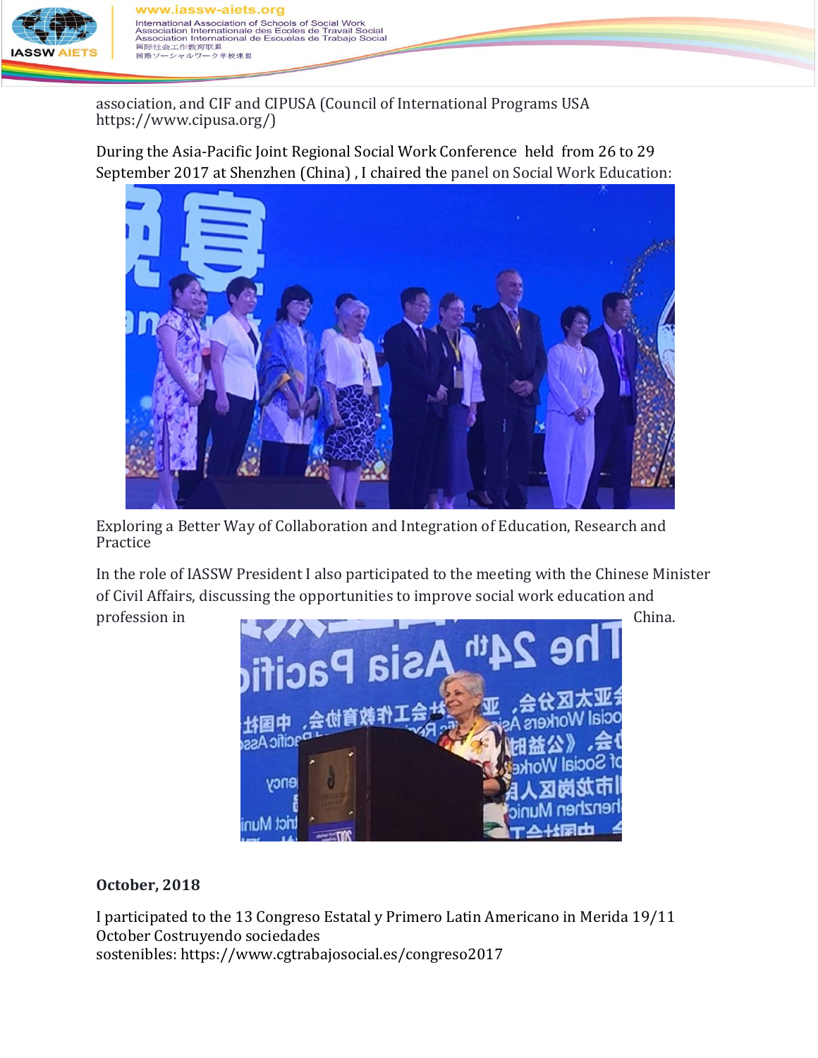association, and CIF and CIPUSA (Council of International Programs USA https://www.cipusa.org/)

During the Asia-Pacific Joint Regional Social Work Conference held from 26 to 29 September 2017 at Shenzhen (China) , I chaired the panel on Social Work Education:

Exploring a Better Way of Collaboration and Integration of Education, Research and Practice

In the role of IASSW President I also participated to the meeting with the Chinese Minister of Civil Affairs, discussing the opportunities to improve social work education and profession in China.

**October, 2018**

I participated to the 13 Congreso Estatal y Primero Latin Americano in Merida 19/11 October Costruyendo sociedades sostenibles: https://www.cgtrabajosocial.es/congreso2017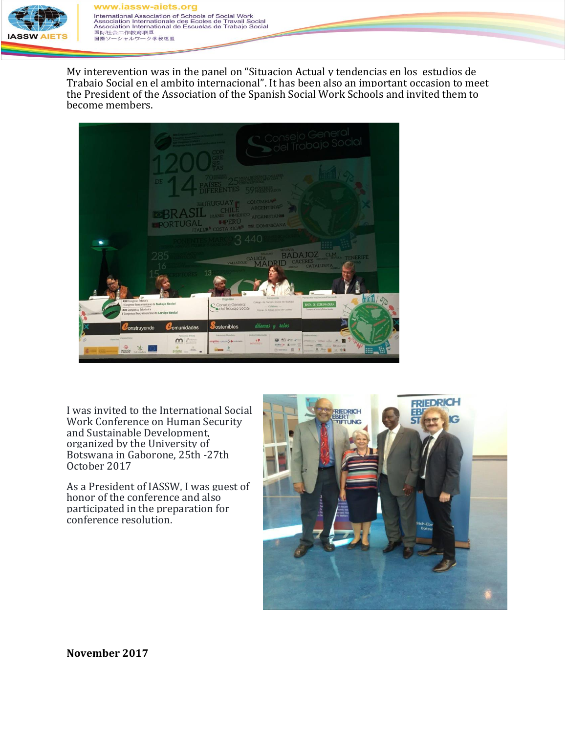My interevention was in the panel on “Situacion Actual y tendencias en los estudios de Trabajo Social en el ambito internacional”. It has been also an important occasion to meet the President of the Association of the Spanish Social Work Schools and invited them to become members.

I was invited to the International Social Work Conference on Human Security and Sustainable Development, organized by the University of Botswana in Gaborone, 25th -27th October 2017

As a President of IASSW, I was guest of honor of the conference and also participated in the preparation for conference resolution.

**November 2017**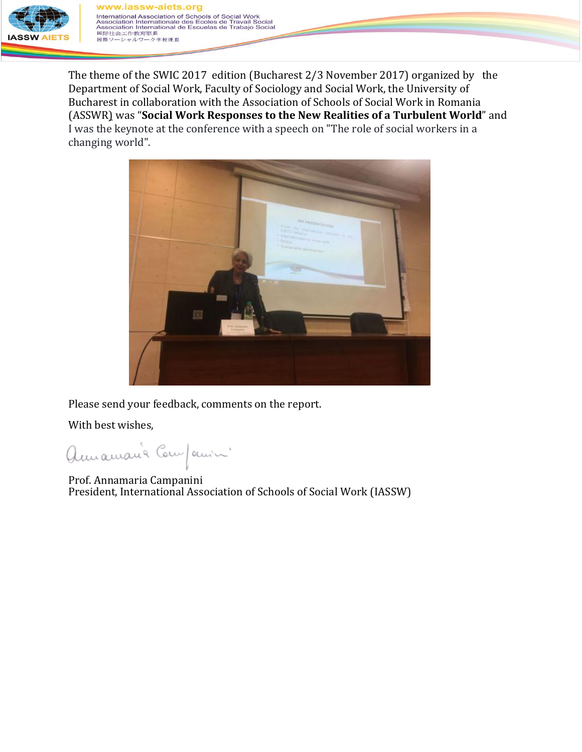The theme of the SWIC 2017 edition (Bucharest 2/3 November 2017) organized by the Department of Social Work, Faculty of Sociology and Social Work, the University of Bucharest in collaboration with the Association of Schools of Social Work in Romania (ASSWR) was "**Social Work Responses to the New Realities of a Turbulent World**" and I was the keynote at the conference with a speech on "The role of social workers in a changing world".

Please send your feedback, comments on the report.

With best wishes,

Prof. Annamaria Campanini
President, International Association of Schools of Social Work (IASSW)